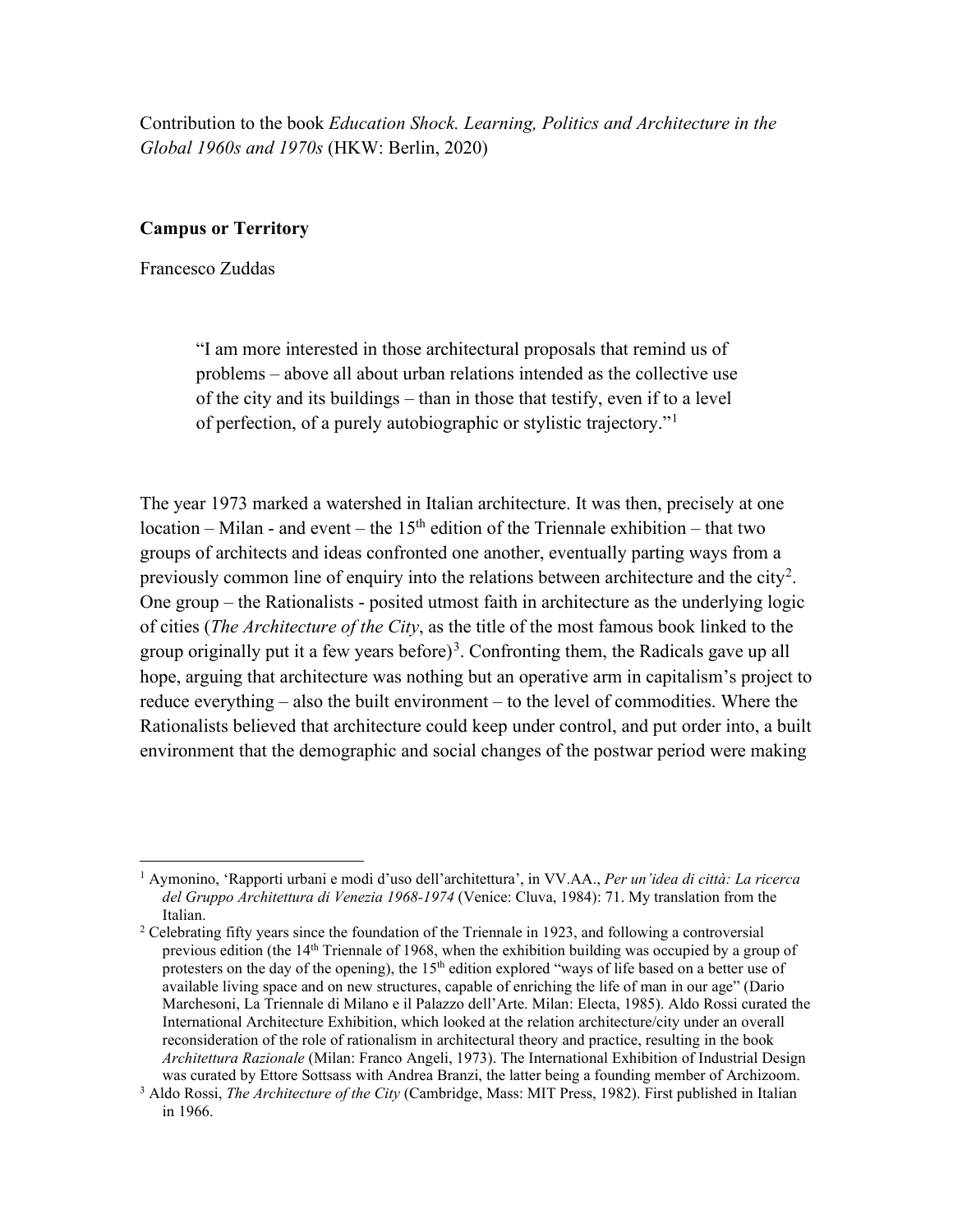Contribution to the book *Education Shock. Learning, Politics and Architecture in the Global 1960s and 1970s* (HKW: Berlin, 2020)

**Campus or Territory**

Francesco Zuddas

> "I am more interested in those architectural proposals that remind us of problems – above all about urban relations intended as the collective use of the city and its buildings – than in those that testify, even if to a level of perfection, of a purely autobiographic or stylistic trajectory."[1]

The year 1973 marked a watershed in Italian architecture. It was then, precisely at one location – Milan - and event – the 15th edition of the Triennale exhibition – that two groups of architects and ideas confronted one another, eventually parting ways from a previously common line of enquiry into the relations between architecture and the city[2]. One group – the Rationalists - posited utmost faith in architecture as the underlying logic of cities (*The Architecture of the City*, as the title of the most famous book linked to the group originally put it a few years before)[3]. Confronting them, the Radicals gave up all hope, arguing that architecture was nothing but an operative arm in capitalism's project to reduce everything – also the built environment – to the level of commodities. Where the Rationalists believed that architecture could keep under control, and put order into, a built environment that the demographic and social changes of the postwar period were making

---

[1] Aymonino, 'Rapporti urbani e modi d'uso dell'architettura', in VV.AA., *Per un'idea di città: La ricerca del Gruppo Architettura di Venezia 1968-1974* (Venice: Cluva, 1984): 71. My translation from the Italian.

[2] Celebrating fifty years since the foundation of the Triennale in 1923, and following a controversial previous edition (the 14th Triennale of 1968, when the exhibition building was occupied by a group of protesters on the day of the opening), the 15th edition explored "ways of life based on a better use of available living space and on new structures, capable of enriching the life of man in our age" (Dario Marchesoni, La Triennale di Milano e il Palazzo dell'Arte. Milan: Electa, 1985). Aldo Rossi curated the International Architecture Exhibition, which looked at the relation architecture/city under an overall reconsideration of the role of rationalism in architectural theory and practice, resulting in the book *Architettura Razionale* (Milan: Franco Angeli, 1973). The International Exhibition of Industrial Design was curated by Ettore Sottsass with Andrea Branzi, the latter being a founding member of Archizoom.

[3] Aldo Rossi, *The Architecture of the City* (Cambridge, Mass: MIT Press, 1982). First published in Italian in 1966.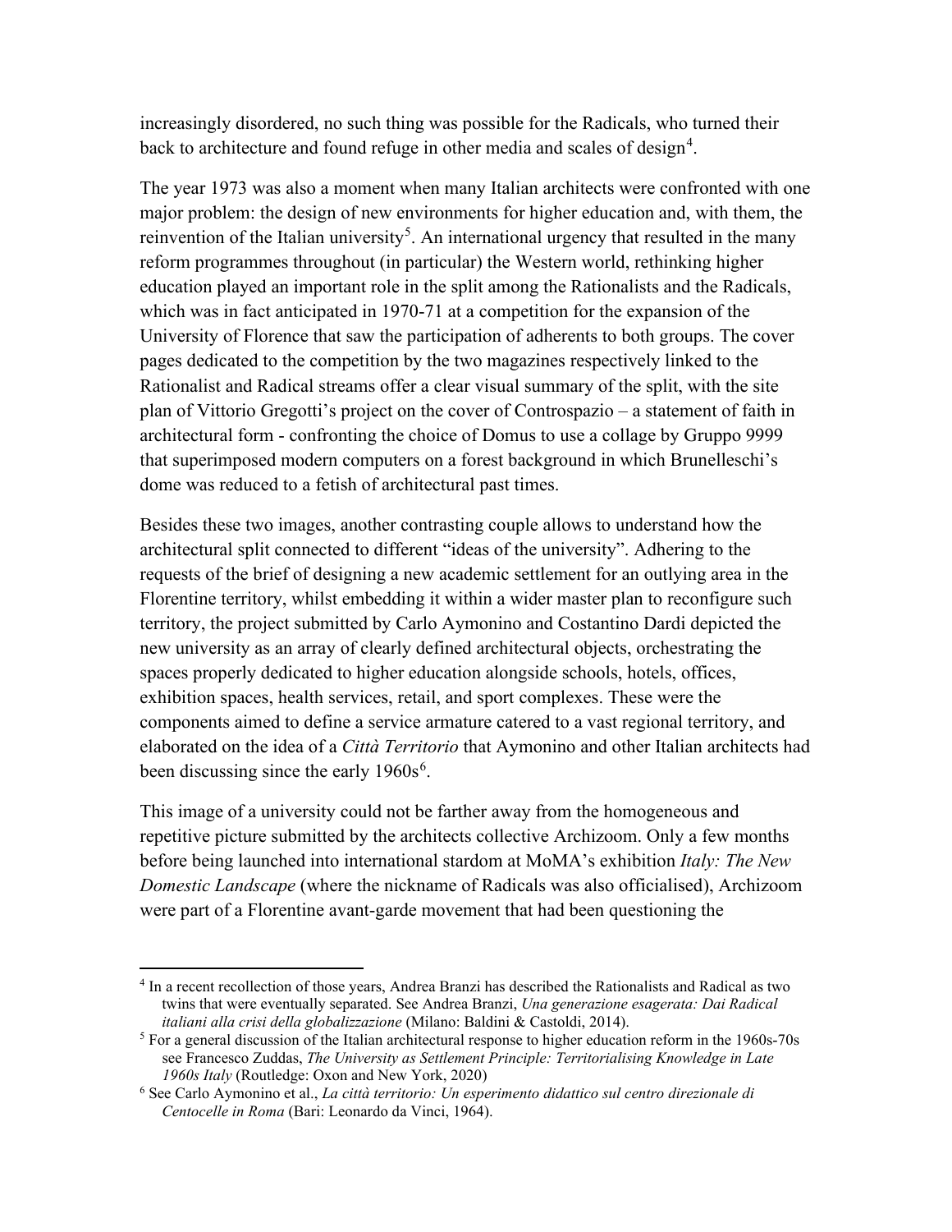increasingly disordered, no such thing was possible for the Radicals, who turned their back to architecture and found refuge in other media and scales of design[4].

The year 1973 was also a moment when many Italian architects were confronted with one major problem: the design of new environments for higher education and, with them, the reinvention of the Italian university[5]. An international urgency that resulted in the many reform programmes throughout (in particular) the Western world, rethinking higher education played an important role in the split among the Rationalists and the Radicals, which was in fact anticipated in 1970-71 at a competition for the expansion of the University of Florence that saw the participation of adherents to both groups. The cover pages dedicated to the competition by the two magazines respectively linked to the Rationalist and Radical streams offer a clear visual summary of the split, with the site plan of Vittorio Gregotti's project on the cover of Controspazio – a statement of faith in architectural form - confronting the choice of Domus to use a collage by Gruppo 9999 that superimposed modern computers on a forest background in which Brunelleschi's dome was reduced to a fetish of architectural past times.

Besides these two images, another contrasting couple allows to understand how the architectural split connected to different "ideas of the university". Adhering to the requests of the brief of designing a new academic settlement for an outlying area in the Florentine territory, whilst embedding it within a wider master plan to reconfigure such territory, the project submitted by Carlo Aymonino and Costantino Dardi depicted the new university as an array of clearly defined architectural objects, orchestrating the spaces properly dedicated to higher education alongside schools, hotels, offices, exhibition spaces, health services, retail, and sport complexes. These were the components aimed to define a service armature catered to a vast regional territory, and elaborated on the idea of a *Città Territorio* that Aymonino and other Italian architects had been discussing since the early 1960s[6].

This image of a university could not be farther away from the homogeneous and repetitive picture submitted by the architects collective Archizoom. Only a few months before being launched into international stardom at MoMA's exhibition *Italy: The New Domestic Landscape* (where the nickname of Radicals was also officialised), Archizoom were part of a Florentine avant-garde movement that had been questioning the

---

[4] In a recent recollection of those years, Andrea Branzi has described the Rationalists and Radical as two twins that were eventually separated. See Andrea Branzi, *Una generazione esagerata: Dai Radical italiani alla crisi della globalizzazione* (Milano: Baldini & Castoldi, 2014).

[5] For a general discussion of the Italian architectural response to higher education reform in the 1960s-70s see Francesco Zuddas, *The University as Settlement Principle: Territorialising Knowledge in Late 1960s Italy* (Routledge: Oxon and New York, 2020)

[6] See Carlo Aymonino et al., *La città territorio: Un esperimento didattico sul centro direzionale di Centocelle in Roma* (Bari: Leonardo da Vinci, 1964).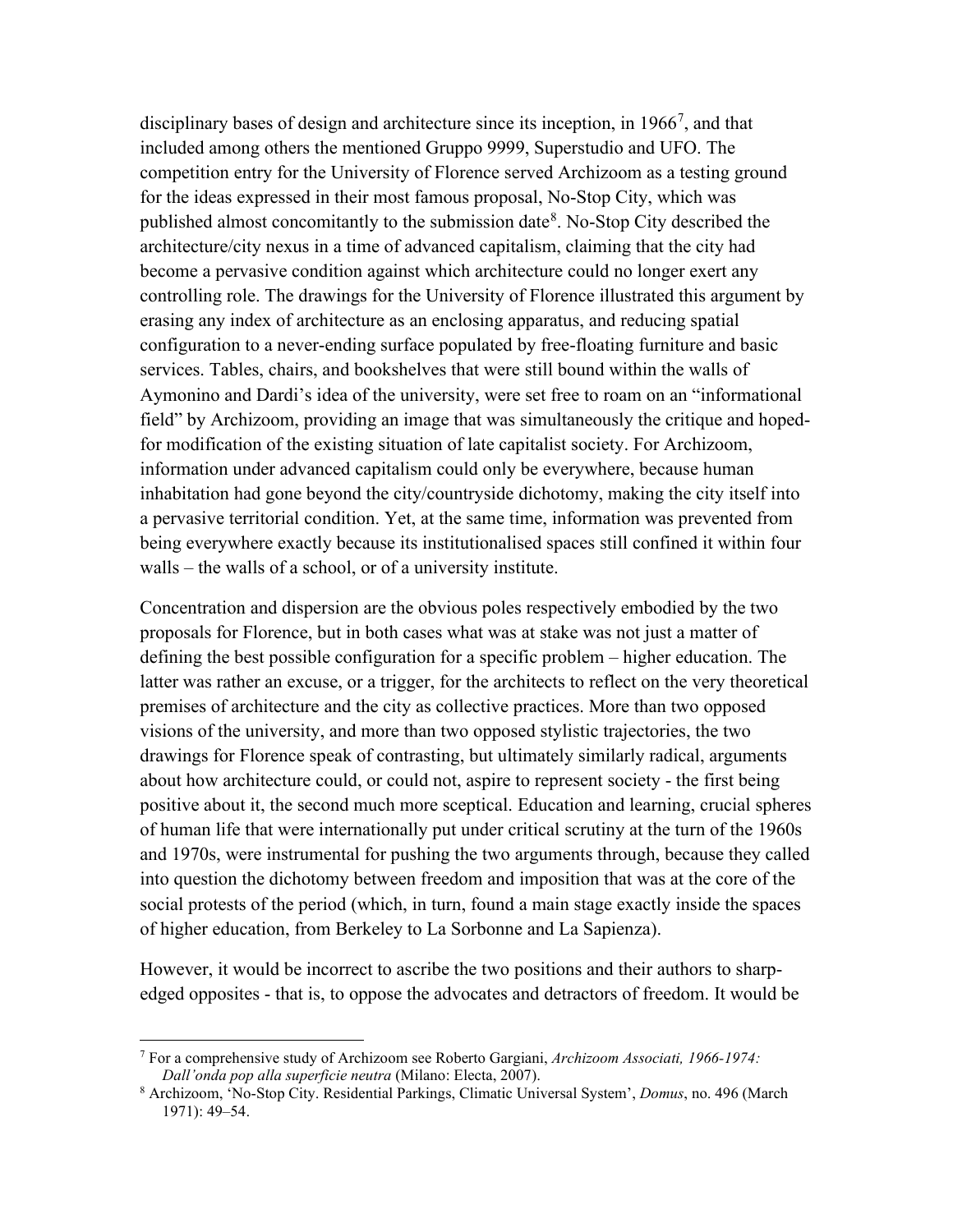disciplinary bases of design and architecture since its inception, in 1966[7], and that included among others the mentioned Gruppo 9999, Superstudio and UFO. The competition entry for the University of Florence served Archizoom as a testing ground for the ideas expressed in their most famous proposal, No-Stop City, which was published almost concomitantly to the submission date[8]. No-Stop City described the architecture/city nexus in a time of advanced capitalism, claiming that the city had become a pervasive condition against which architecture could no longer exert any controlling role. The drawings for the University of Florence illustrated this argument by erasing any index of architecture as an enclosing apparatus, and reducing spatial configuration to a never-ending surface populated by free-floating furniture and basic services. Tables, chairs, and bookshelves that were still bound within the walls of Aymonino and Dardi's idea of the university, were set free to roam on an "informational field" by Archizoom, providing an image that was simultaneously the critique and hoped-for modification of the existing situation of late capitalist society. For Archizoom, information under advanced capitalism could only be everywhere, because human inhabitation had gone beyond the city/countryside dichotomy, making the city itself into a pervasive territorial condition. Yet, at the same time, information was prevented from being everywhere exactly because its institutionalised spaces still confined it within four walls – the walls of a school, or of a university institute.

Concentration and dispersion are the obvious poles respectively embodied by the two proposals for Florence, but in both cases what was at stake was not just a matter of defining the best possible configuration for a specific problem – higher education. The latter was rather an excuse, or a trigger, for the architects to reflect on the very theoretical premises of architecture and the city as collective practices. More than two opposed visions of the university, and more than two opposed stylistic trajectories, the two drawings for Florence speak of contrasting, but ultimately similarly radical, arguments about how architecture could, or could not, aspire to represent society - the first being positive about it, the second much more sceptical. Education and learning, crucial spheres of human life that were internationally put under critical scrutiny at the turn of the 1960s and 1970s, were instrumental for pushing the two arguments through, because they called into question the dichotomy between freedom and imposition that was at the core of the social protests of the period (which, in turn, found a main stage exactly inside the spaces of higher education, from Berkeley to La Sorbonne and La Sapienza).

However, it would be incorrect to ascribe the two positions and their authors to sharp-edged opposites - that is, to oppose the advocates and detractors of freedom. It would be

---

[7] For a comprehensive study of Archizoom see Roberto Gargiani, *Archizoom Associati, 1966-1974: Dall'onda pop alla superficie neutra* (Milano: Electa, 2007).

[8] Archizoom, 'No-Stop City. Residential Parkings, Climatic Universal System', *Domus*, no. 496 (March 1971): 49–54.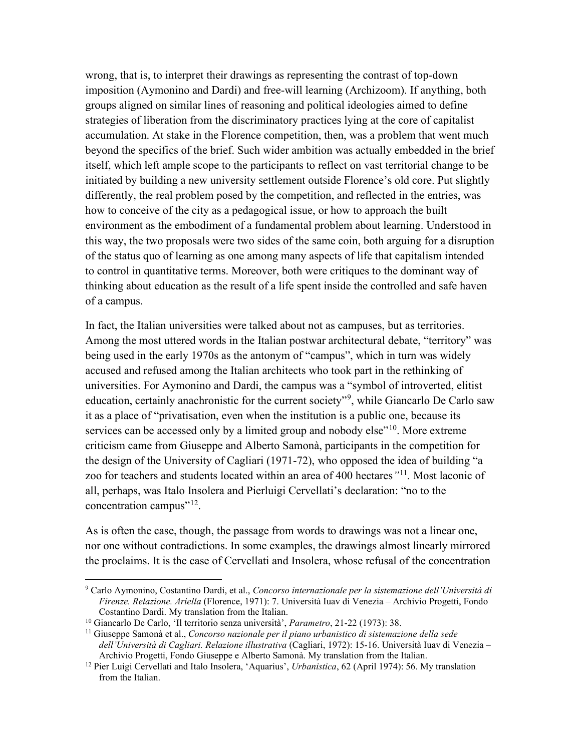wrong, that is, to interpret their drawings as representing the contrast of top-down imposition (Aymonino and Dardi) and free-will learning (Archizoom). If anything, both groups aligned on similar lines of reasoning and political ideologies aimed to define strategies of liberation from the discriminatory practices lying at the core of capitalist accumulation. At stake in the Florence competition, then, was a problem that went much beyond the specifics of the brief. Such wider ambition was actually embedded in the brief itself, which left ample scope to the participants to reflect on vast territorial change to be initiated by building a new university settlement outside Florence's old core. Put slightly differently, the real problem posed by the competition, and reflected in the entries, was how to conceive of the city as a pedagogical issue, or how to approach the built environment as the embodiment of a fundamental problem about learning. Understood in this way, the two proposals were two sides of the same coin, both arguing for a disruption of the status quo of learning as one among many aspects of life that capitalism intended to control in quantitative terms. Moreover, both were critiques to the dominant way of thinking about education as the result of a life spent inside the controlled and safe haven of a campus.

In fact, the Italian universities were talked about not as campuses, but as territories. Among the most uttered words in the Italian postwar architectural debate, "territory" was being used in the early 1970s as the antonym of "campus", which in turn was widely accused and refused among the Italian architects who took part in the rethinking of universities. For Aymonino and Dardi, the campus was a "symbol of introverted, elitist education, certainly anachronistic for the current society"[9], while Giancarlo De Carlo saw it as a place of "privatisation, even when the institution is a public one, because its services can be accessed only by a limited group and nobody else"[10]. More extreme criticism came from Giuseppe and Alberto Samonà, participants in the competition for the design of the University of Cagliari (1971-72), who opposed the idea of building "a zoo for teachers and students located within an area of 400 hectares"[11]. Most laconic of all, perhaps, was Italo Insolera and Pierluigi Cervellati's declaration: "no to the concentration campus"[12].

As is often the case, though, the passage from words to drawings was not a linear one, nor one without contradictions. In some examples, the drawings almost linearly mirrored the proclaims. It is the case of Cervellati and Insolera, whose refusal of the concentration

---

[9] Carlo Aymonino, Costantino Dardi, et al., *Concorso internazionale per la sistemazione dell'Università di Firenze. Relazione. Ariella* (Florence, 1971): 7. Università Iuav di Venezia – Archivio Progetti, Fondo Costantino Dardi. My translation from the Italian.

[10] Giancarlo De Carlo, 'Il territorio senza università', *Parametro*, 21-22 (1973): 38.

[11] Giuseppe Samonà et al., *Concorso nazionale per il piano urbanistico di sistemazione della sede dell'Università di Cagliari. Relazione illustrativa* (Cagliari, 1972): 15-16. Università Iuav di Venezia – Archivio Progetti, Fondo Giuseppe e Alberto Samonà. My translation from the Italian.

[12] Pier Luigi Cervellati and Italo Insolera, 'Aquarius', *Urbanistica*, 62 (April 1974): 56. My translation from the Italian.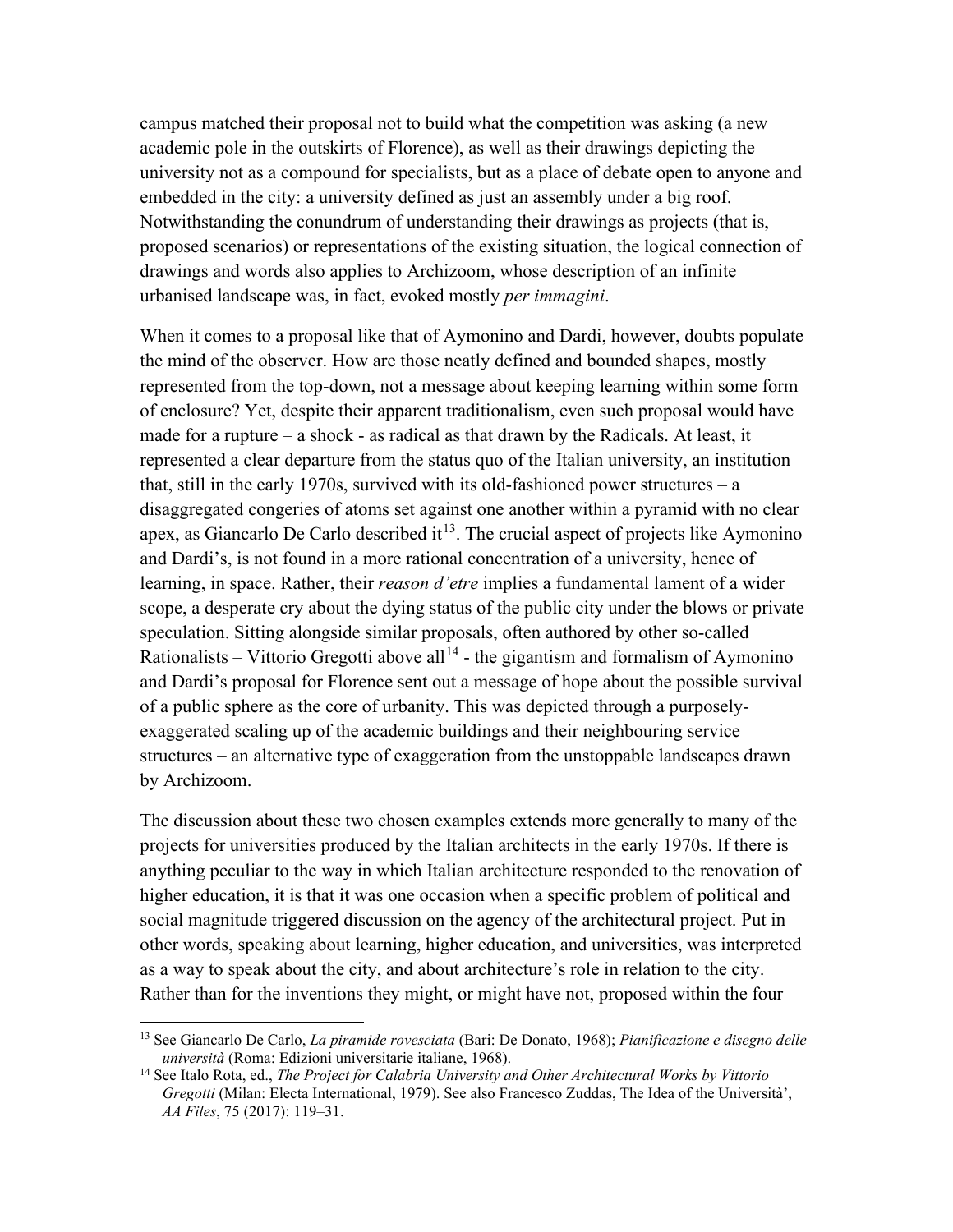campus matched their proposal not to build what the competition was asking (a new academic pole in the outskirts of Florence), as well as their drawings depicting the university not as a compound for specialists, but as a place of debate open to anyone and embedded in the city: a university defined as just an assembly under a big roof. Notwithstanding the conundrum of understanding their drawings as projects (that is, proposed scenarios) or representations of the existing situation, the logical connection of drawings and words also applies to Archizoom, whose description of an infinite urbanised landscape was, in fact, evoked mostly *per immagini*.

When it comes to a proposal like that of Aymonino and Dardi, however, doubts populate the mind of the observer. How are those neatly defined and bounded shapes, mostly represented from the top-down, not a message about keeping learning within some form of enclosure? Yet, despite their apparent traditionalism, even such proposal would have made for a rupture – a shock - as radical as that drawn by the Radicals. At least, it represented a clear departure from the status quo of the Italian university, an institution that, still in the early 1970s, survived with its old-fashioned power structures – a disaggregated congeries of atoms set against one another within a pyramid with no clear apex, as Giancarlo De Carlo described it[13]. The crucial aspect of projects like Aymonino and Dardi's, is not found in a more rational concentration of a university, hence of learning, in space. Rather, their *reason d'etre* implies a fundamental lament of a wider scope, a desperate cry about the dying status of the public city under the blows or private speculation. Sitting alongside similar proposals, often authored by other so-called Rationalists – Vittorio Gregotti above all[14] - the gigantism and formalism of Aymonino and Dardi's proposal for Florence sent out a message of hope about the possible survival of a public sphere as the core of urbanity. This was depicted through a purposely-exaggerated scaling up of the academic buildings and their neighbouring service structures – an alternative type of exaggeration from the unstoppable landscapes drawn by Archizoom.

The discussion about these two chosen examples extends more generally to many of the projects for universities produced by the Italian architects in the early 1970s. If there is anything peculiar to the way in which Italian architecture responded to the renovation of higher education, it is that it was one occasion when a specific problem of political and social magnitude triggered discussion on the agency of the architectural project. Put in other words, speaking about learning, higher education, and universities, was interpreted as a way to speak about the city, and about architecture's role in relation to the city. Rather than for the inventions they might, or might have not, proposed within the four

---

[13] See Giancarlo De Carlo, *La piramide rovesciata* (Bari: De Donato, 1968); *Pianificazione e disegno delle università* (Roma: Edizioni universitarie italiane, 1968).

[14] See Italo Rota, ed., *The Project for Calabria University and Other Architectural Works by Vittorio Gregotti* (Milan: Electa International, 1979). See also Francesco Zuddas, The Idea of the Università', *AA Files*, 75 (2017): 119–31.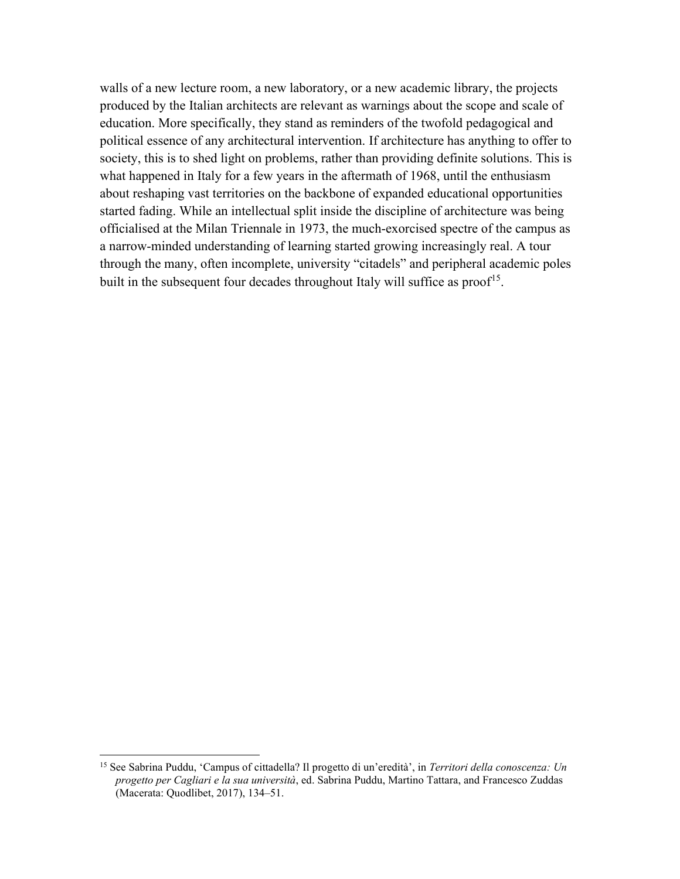walls of a new lecture room, a new laboratory, or a new academic library, the projects produced by the Italian architects are relevant as warnings about the scope and scale of education. More specifically, they stand as reminders of the twofold pedagogical and political essence of any architectural intervention. If architecture has anything to offer to society, this is to shed light on problems, rather than providing definite solutions. This is what happened in Italy for a few years in the aftermath of 1968, until the enthusiasm about reshaping vast territories on the backbone of expanded educational opportunities started fading. While an intellectual split inside the discipline of architecture was being officialised at the Milan Triennale in 1973, the much-exorcised spectre of the campus as a narrow-minded understanding of learning started growing increasingly real. A tour through the many, often incomplete, university "citadels" and peripheral academic poles built in the subsequent four decades throughout Italy will suffice as proof[15].

[15] See Sabrina Puddu, 'Campus of cittadella? Il progetto di un'eredità', in *Territori della conoscenza: Un progetto per Cagliari e la sua università*, ed. Sabrina Puddu, Martino Tattara, and Francesco Zuddas (Macerata: Quodlibet, 2017), 134–51.